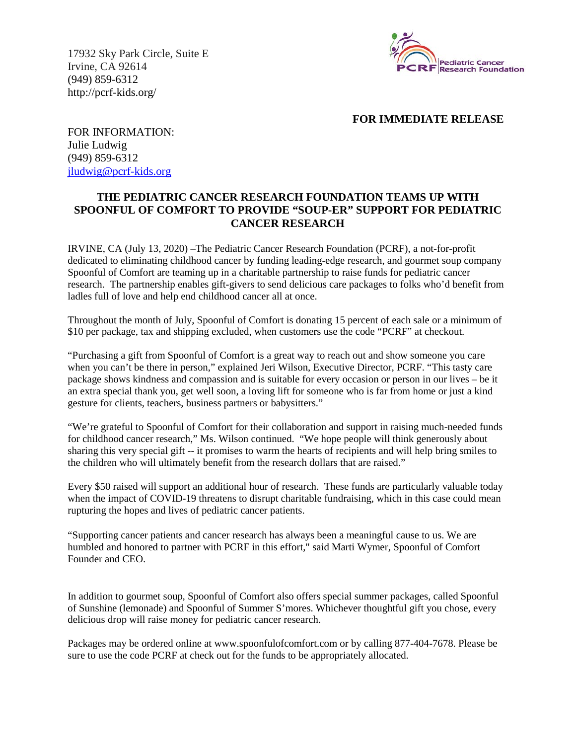17932 Sky Park Circle, Suite E
Irvine, CA 92614
(949) 859-6312
http://pcrf-kids.org/

Pediatric Cancer Research Foundation

**FOR IMMEDIATE RELEASE**

FOR INFORMATION:
Julie Ludwig
(949) 859-6312
jludwig@pcrf-kids.org

## THE PEDIATRIC CANCER RESEARCH FOUNDATION TEAMS UP WITH SPOONFUL OF COMFORT TO PROVIDE "SOUP-ER" SUPPORT FOR PEDIATRIC CANCER RESEARCH

IRVINE, CA (July 13, 2020) –The Pediatric Cancer Research Foundation (PCRF), a not-for-profit dedicated to eliminating childhood cancer by funding leading-edge research, and gourmet soup company Spoonful of Comfort are teaming up in a charitable partnership to raise funds for pediatric cancer research. The partnership enables gift-givers to send delicious care packages to folks who'd benefit from ladles full of love and help end childhood cancer all at once.

Throughout the month of July, Spoonful of Comfort is donating 15 percent of each sale or a minimum of $10 per package, tax and shipping excluded, when customers use the code "PCRF" at checkout.

"Purchasing a gift from Spoonful of Comfort is a great way to reach out and show someone you care when you can't be there in person," explained Jeri Wilson, Executive Director, PCRF. "This tasty care package shows kindness and compassion and is suitable for every occasion or person in our lives – be it an extra special thank you, get well soon, a loving lift for someone who is far from home or just a kind gesture for clients, teachers, business partners or babysitters."

"We're grateful to Spoonful of Comfort for their collaboration and support in raising much-needed funds for childhood cancer research," Ms. Wilson continued. "We hope people will think generously about sharing this very special gift -- it promises to warm the hearts of recipients and will help bring smiles to the children who will ultimately benefit from the research dollars that are raised."

Every $50 raised will support an additional hour of research. These funds are particularly valuable today when the impact of COVID-19 threatens to disrupt charitable fundraising, which in this case could mean rupturing the hopes and lives of pediatric cancer patients.

"Supporting cancer patients and cancer research has always been a meaningful cause to us. We are humbled and honored to partner with PCRF in this effort," said Marti Wymer, Spoonful of Comfort Founder and CEO.

In addition to gourmet soup, Spoonful of Comfort also offers special summer packages, called Spoonful of Sunshine (lemonade) and Spoonful of Summer S'mores. Whichever thoughtful gift you chose, every delicious drop will raise money for pediatric cancer research.

Packages may be ordered online at www.spoonfulofcomfort.com or by calling 877-404-7678. Please be sure to use the code PCRF at check out for the funds to be appropriately allocated.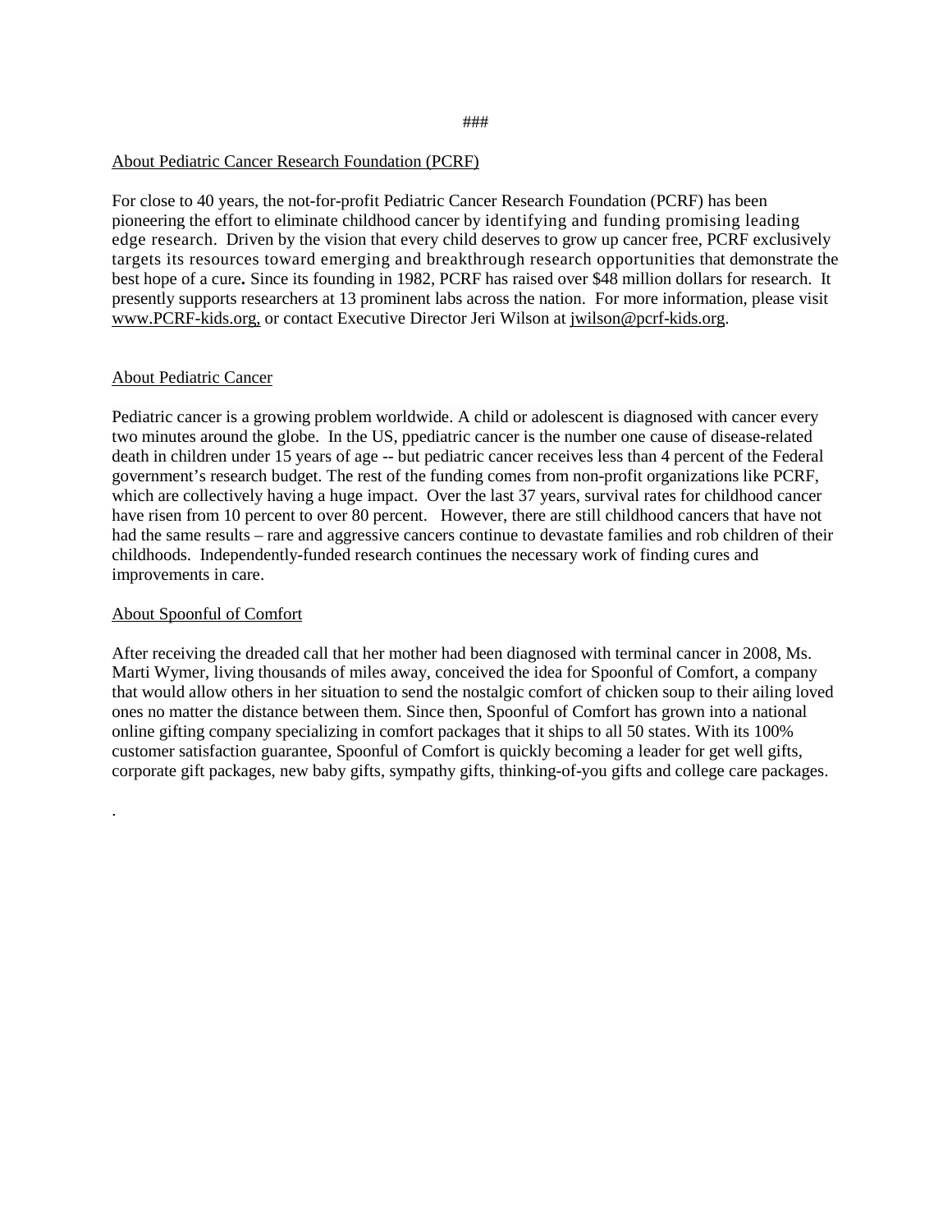###

About Pediatric Cancer Research Foundation (PCRF)

For close to 40 years, the not-for-profit Pediatric Cancer Research Foundation (PCRF) has been pioneering the effort to eliminate childhood cancer by identifying and funding promising leading edge research. Driven by the vision that every child deserves to grow up cancer free, PCRF exclusively targets its resources toward emerging and breakthrough research opportunities that demonstrate the best hope of a cure**.** Since its founding in 1982, PCRF has raised over $48 million dollars for research. It presently supports researchers at 13 prominent labs across the nation. For more information, please visit www.PCRF-kids.org, or contact Executive Director Jeri Wilson at jwilson@pcrf-kids.org.

About Pediatric Cancer

Pediatric cancer is a growing problem worldwide. A child or adolescent is diagnosed with cancer every two minutes around the globe. In the US, ppediatric cancer is the number one cause of disease-related death in children under 15 years of age -- but pediatric cancer receives less than 4 percent of the Federal government's research budget. The rest of the funding comes from non-profit organizations like PCRF, which are collectively having a huge impact. Over the last 37 years, survival rates for childhood cancer have risen from 10 percent to over 80 percent. However, there are still childhood cancers that have not had the same results – rare and aggressive cancers continue to devastate families and rob children of their childhoods. Independently-funded research continues the necessary work of finding cures and improvements in care.

About Spoonful of Comfort

After receiving the dreaded call that her mother had been diagnosed with terminal cancer in 2008, Ms. Marti Wymer, living thousands of miles away, conceived the idea for Spoonful of Comfort, a company that would allow others in her situation to send the nostalgic comfort of chicken soup to their ailing loved ones no matter the distance between them. Since then, Spoonful of Comfort has grown into a national online gifting company specializing in comfort packages that it ships to all 50 states. With its 100% customer satisfaction guarantee, Spoonful of Comfort is quickly becoming a leader for get well gifts, corporate gift packages, new baby gifts, sympathy gifts, thinking-of-you gifts and college care packages.

.